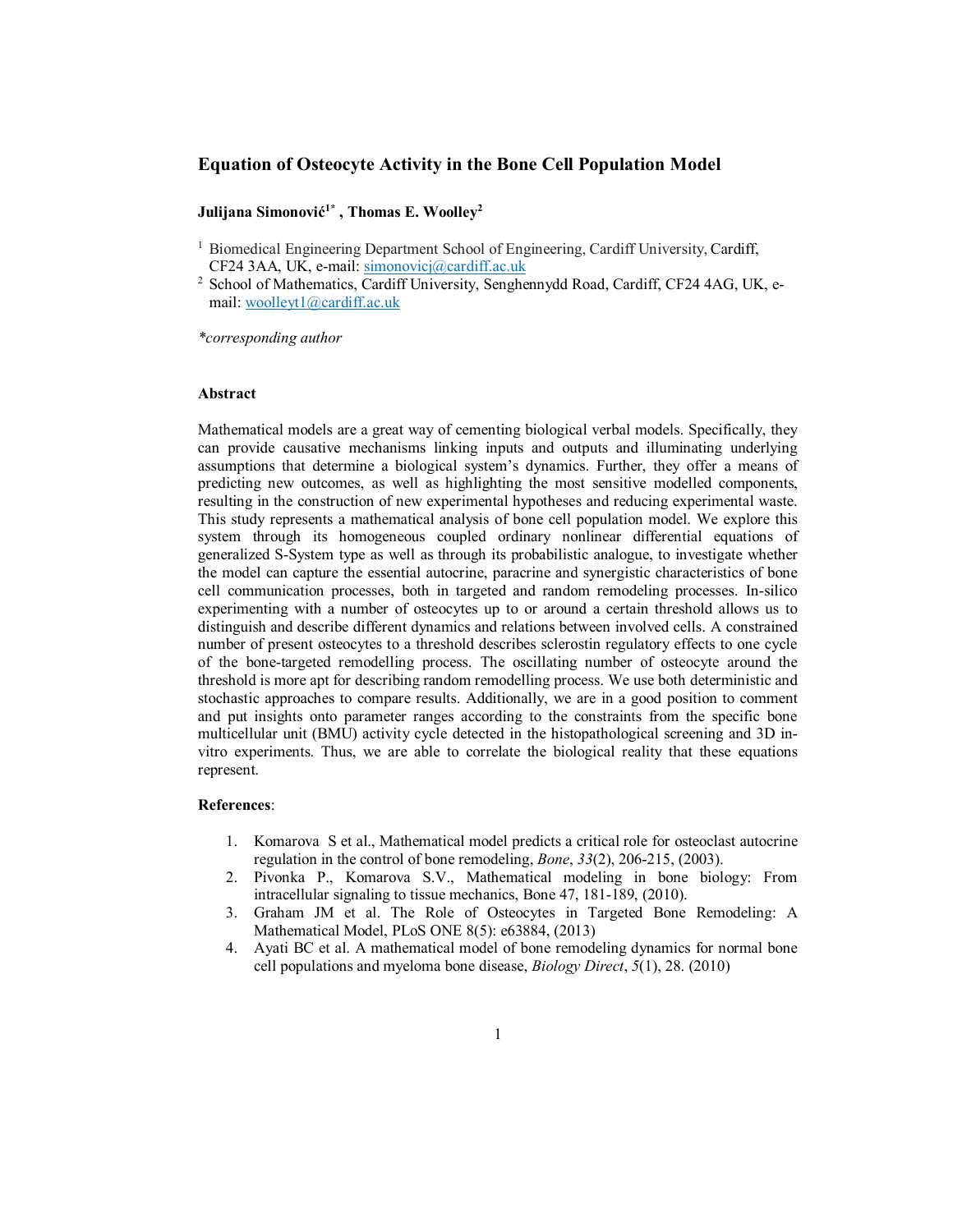# Equation of Osteocyte Activity in the Bone Cell Population Model

**Julijana Simonović[1*] , Thomas E. Woolley[2]**

[1] Biomedical Engineering Department School of Engineering, Cardiff University, Cardiff, CF24 3AA, UK, e-mail: simonovicj@cardiff.ac.uk

[2] School of Mathematics, Cardiff University, Senghennydd Road, Cardiff, CF24 4AG, UK, e-mail: woolleyt1@cardiff.ac.uk

*\*corresponding author*

## Abstract

Mathematical models are a great way of cementing biological verbal models. Specifically, they can provide causative mechanisms linking inputs and outputs and illuminating underlying assumptions that determine a biological system's dynamics. Further, they offer a means of predicting new outcomes, as well as highlighting the most sensitive modelled components, resulting in the construction of new experimental hypotheses and reducing experimental waste. This study represents a mathematical analysis of bone cell population model. We explore this system through its homogeneous coupled ordinary nonlinear differential equations of generalized S-System type as well as through its probabilistic analogue, to investigate whether the model can capture the essential autocrine, paracrine and synergistic characteristics of bone cell communication processes, both in targeted and random remodeling processes. In-silico experimenting with a number of osteocytes up to or around a certain threshold allows us to distinguish and describe different dynamics and relations between involved cells. A constrained number of present osteocytes to a threshold describes sclerostin regulatory effects to one cycle of the bone-targeted remodelling process. The oscillating number of osteocyte around the threshold is more apt for describing random remodelling process. We use both deterministic and stochastic approaches to compare results. Additionally, we are in a good position to comment and put insights onto parameter ranges according to the constraints from the specific bone multicellular unit (BMU) activity cycle detected in the histopathological screening and 3D in-vitro experiments. Thus, we are able to correlate the biological reality that these equations represent.

## References:

1. Komarova S et al., Mathematical model predicts a critical role for osteoclast autocrine regulation in the control of bone remodeling, *Bone*, *33*(2), 206-215, (2003).
2. Pivonka P., Komarova S.V., Mathematical modeling in bone biology: From intracellular signaling to tissue mechanics, Bone 47, 181-189, (2010).
3. Graham JM et al. The Role of Osteocytes in Targeted Bone Remodeling: A Mathematical Model, PLoS ONE 8(5): e63884, (2013)
4. Ayati BC et al. A mathematical model of bone remodeling dynamics for normal bone cell populations and myeloma bone disease, *Biology Direct*, *5*(1), 28. (2010)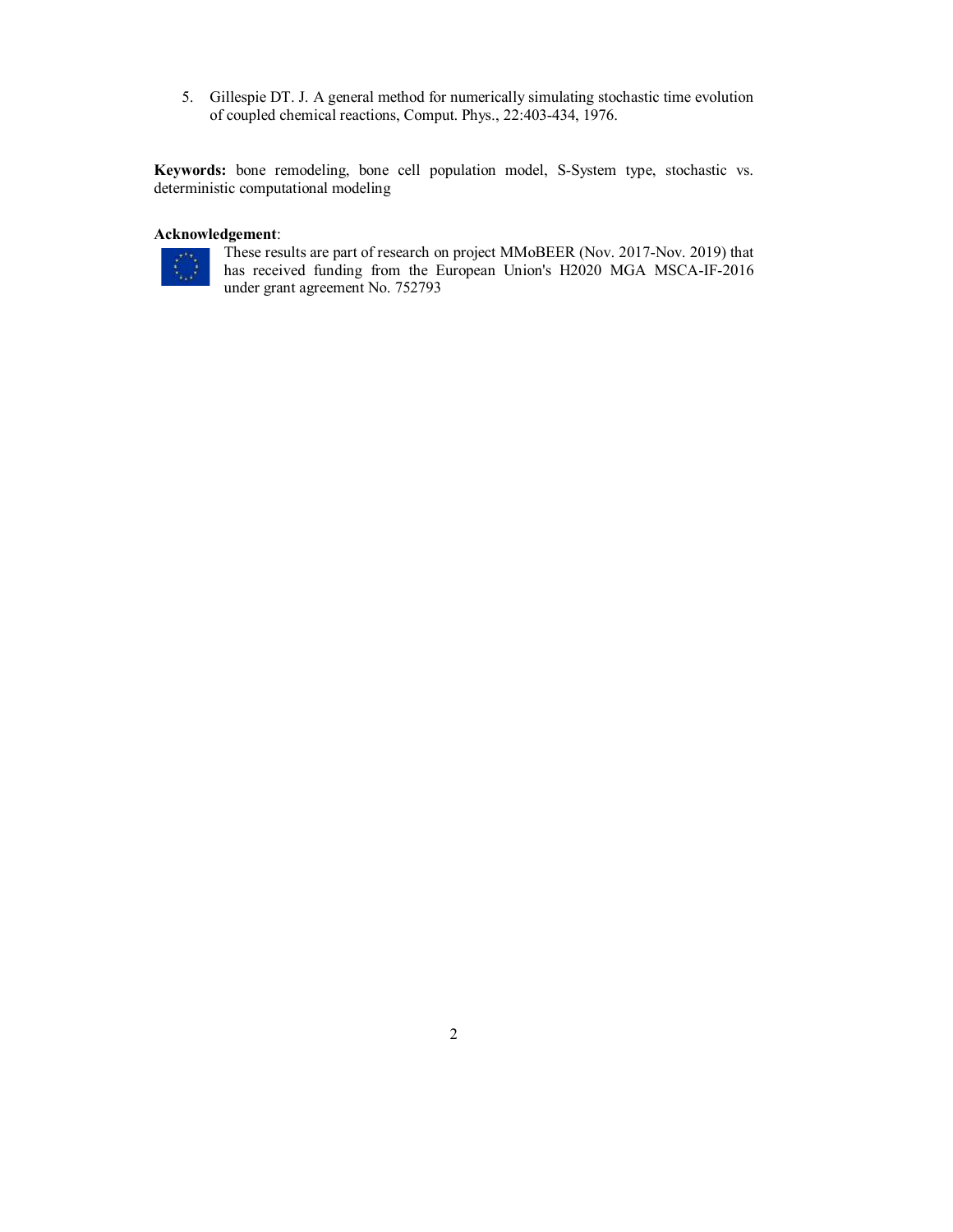5. Gillespie DT. J. A general method for numerically simulating stochastic time evolution of coupled chemical reactions, Comput. Phys., 22:403-434, 1976.

**Keywords:** bone remodeling, bone cell population model, S-System type, stochastic vs. deterministic computational modeling

**Acknowledgement**:

These results are part of research on project MMoBEER (Nov. 2017-Nov. 2019) that has received funding from the European Union's H2020 MGA MSCA-IF-2016 under grant agreement No. 752793